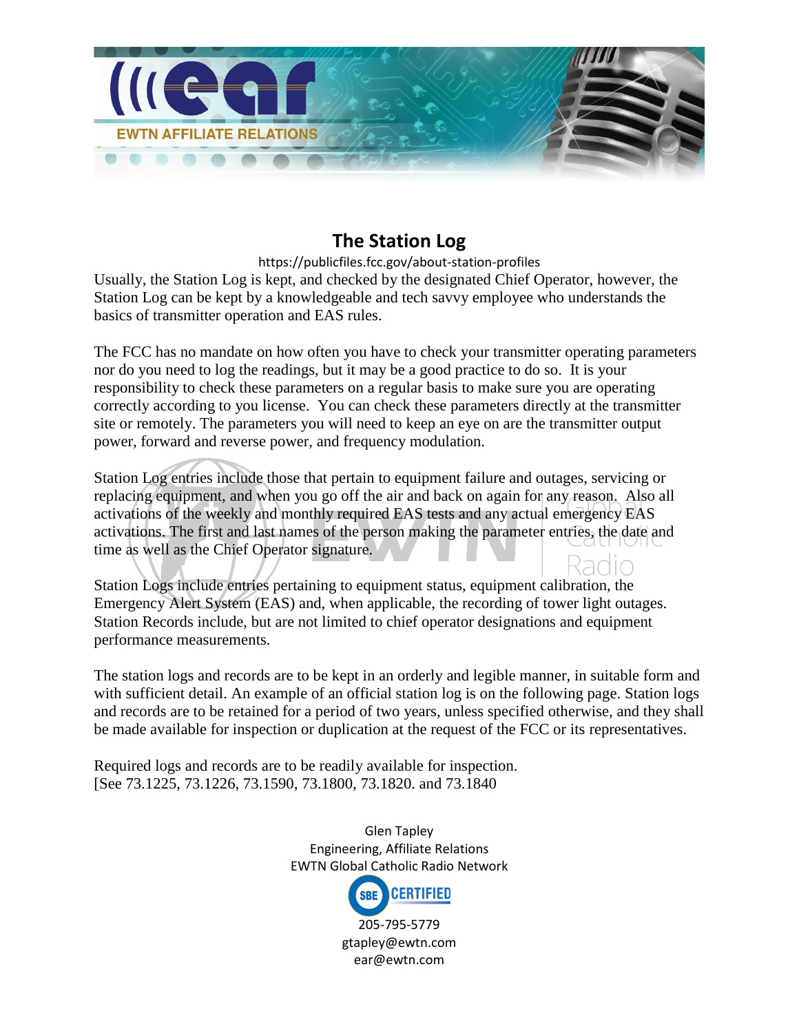# The Station Log

https://publicfiles.fcc.gov/about-station-profiles

Usually, the Station Log is kept, and checked by the designated Chief Operator, however, the Station Log can be kept by a knowledgeable and tech savvy employee who understands the basics of transmitter operation and EAS rules.

The FCC has no mandate on how often you have to check your transmitter operating parameters nor do you need to log the readings, but it may be a good practice to do so. It is your responsibility to check these parameters on a regular basis to make sure you are operating correctly according to you license. You can check these parameters directly at the transmitter site or remotely. The parameters you will need to keep an eye on are the transmitter output power, forward and reverse power, and frequency modulation.

Station Log entries include those that pertain to equipment failure and outages, servicing or replacing equipment, and when you go off the air and back on again for any reason. Also all activations of the weekly and monthly required EAS tests and any actual emergency EAS activations. The first and last names of the person making the parameter entries, the date and time as well as the Chief Operator signature.

Station Logs include entries pertaining to equipment status, equipment calibration, the Emergency Alert System (EAS) and, when applicable, the recording of tower light outages. Station Records include, but are not limited to chief operator designations and equipment performance measurements.

The station logs and records are to be kept in an orderly and legible manner, in suitable form and with sufficient detail. An example of an official station log is on the following page. Station logs and records are to be retained for a period of two years, unless specified otherwise, and they shall be made available for inspection or duplication at the request of the FCC or its representatives.

Required logs and records are to be readily available for inspection.
[See 73.1225, 73.1226, 73.1590, 73.1800, 73.1820. and 73.1840

Glen Tapley
Engineering, Affiliate Relations
EWTN Global Catholic Radio Network

205-795-5779
gtapley@ewtn.com
ear@ewtn.com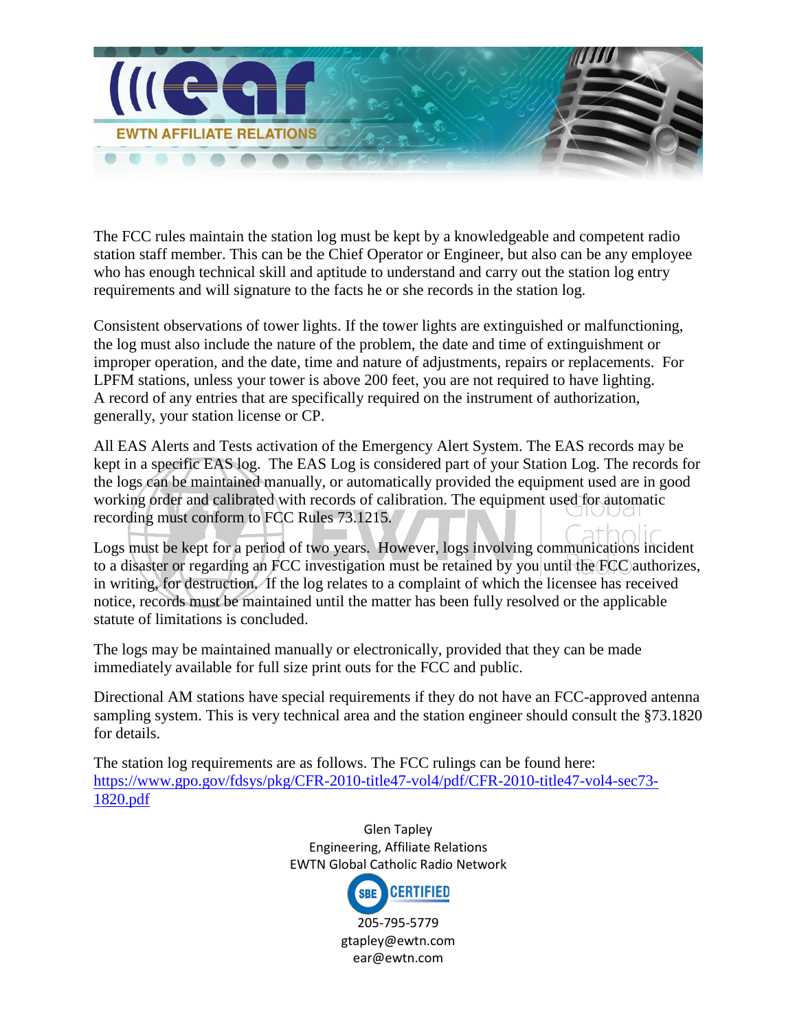The FCC rules maintain the station log must be kept by a knowledgeable and competent radio station staff member. This can be the Chief Operator or Engineer, but also can be any employee who has enough technical skill and aptitude to understand and carry out the station log entry requirements and will signature to the facts he or she records in the station log.

Consistent observations of tower lights. If the tower lights are extinguished or malfunctioning, the log must also include the nature of the problem, the date and time of extinguishment or improper operation, and the date, time and nature of adjustments, repairs or replacements. For LPFM stations, unless your tower is above 200 feet, you are not required to have lighting.
A record of any entries that are specifically required on the instrument of authorization, generally, your station license or CP.

All EAS Alerts and Tests activation of the Emergency Alert System. The EAS records may be kept in a specific EAS log. The EAS Log is considered part of your Station Log. The records for the logs can be maintained manually, or automatically provided the equipment used are in good working order and calibrated with records of calibration. The equipment used for automatic recording must conform to FCC Rules 73.1215.

Logs must be kept for a period of two years. However, logs involving communications incident to a disaster or regarding an FCC investigation must be retained by you until the FCC authorizes, in writing, for destruction. If the log relates to a complaint of which the licensee has received notice, records must be maintained until the matter has been fully resolved or the applicable statute of limitations is concluded.

The logs may be maintained manually or electronically, provided that they can be made immediately available for full size print outs for the FCC and public.

Directional AM stations have special requirements if they do not have an FCC-approved antenna sampling system. This is very technical area and the station engineer should consult the §73.1820 for details.

The station log requirements are as follows. The FCC rulings can be found here:
https://www.gpo.gov/fdsys/pkg/CFR-2010-title47-vol4/pdf/CFR-2010-title47-vol4-sec73-1820.pdf

Glen Tapley
Engineering, Affiliate Relations
EWTN Global Catholic Radio Network
SBE CERTIFIED
205-795-5779
gtapley@ewtn.com
ear@ewtn.com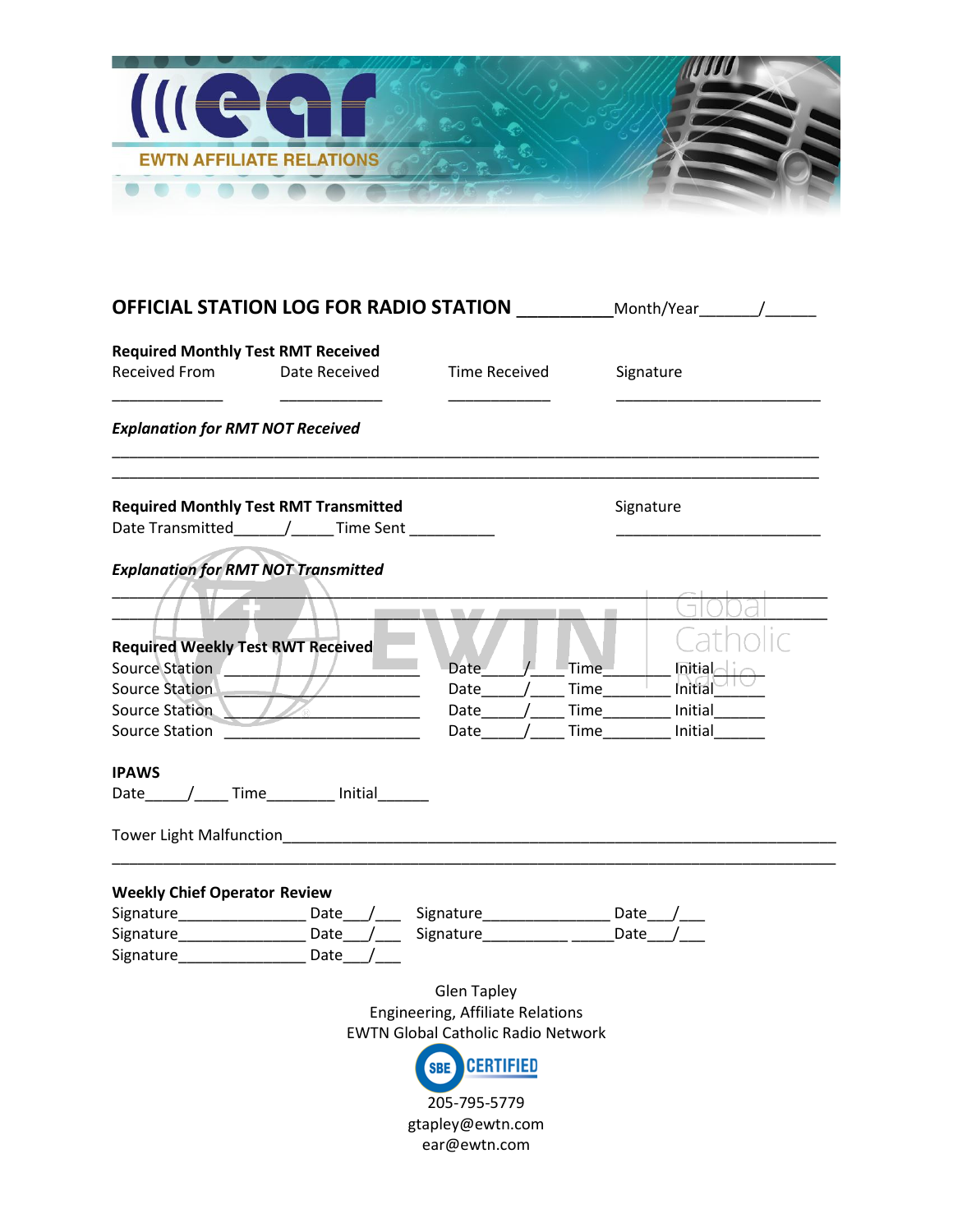EWTN AFFILIATE RELATIONS

## OFFICIAL STATION LOG FOR RADIO STATION __________ Month/Year_______/______

**Required Monthly Test RMT Received**

| Received From | Date Received | Time Received | Signature |
|---|---|---|---|
| ______________ | _____________ | _____________ | _________________________ |

***Explanation for RMT NOT Received***

___________________________________________________________________________________

___________________________________________________________________________________

**Required Monthly Test RMT Transmitted** Signature

Date Transmitted______/_____Time Sent __________ _________________________

***Explanation for RMT NOT Transmitted***

___________________________________________________________________________________

___________________________________________________________________________________

**Required Weekly Test RWT Received**

Source Station ________________________ Date_____/____ Time________ Initial______

Source Station ________________________ Date_____/____ Time________ Initial______

Source Station ________________________ Date_____/____ Time________ Initial______

Source Station ________________________ Date_____/____ Time________ Initial______

**IPAWS**

Date_____/____ Time________ Initial______

Tower Light Malfunction____________________________________________________________________

___________________________________________________________________________________

**Weekly Chief Operator Review**

Signature________________ Date___/___ Signature________________ Date___/___

Signature________________ Date___/___ Signature__________ ______Date___/___

Signature________________ Date___/___

Glen Tapley
Engineering, Affiliate Relations
EWTN Global Catholic Radio Network

SBE CERTIFIED

205-795-5779
gtapley@ewtn.com
ear@ewtn.com